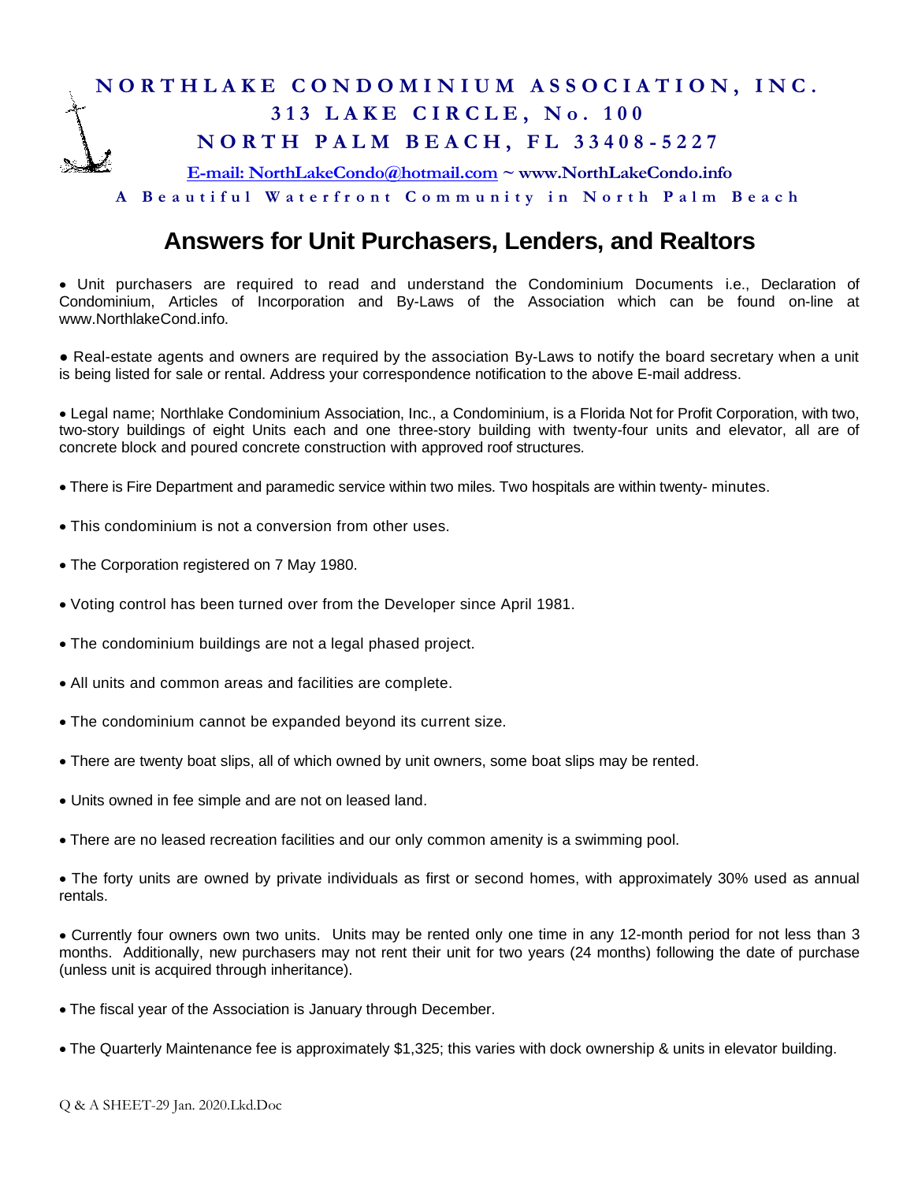**NORTHLAKE CONDOMINIUM ASSOCIATION, INC.**
**313 LAKE CIRCLE, No. 100**
**NORTH PALM BEACH, FL 33408-5227**

**E-mail: NorthLakeCondo@hotmail.com ~ www.NorthLakeCondo.info**

**A Beautiful Waterfront Community in North Palm Beach**

# Answers for Unit Purchasers, Lenders, and Realtors

- Unit purchasers are required to read and understand the Condominium Documents i.e., Declaration of Condominium, Articles of Incorporation and By-Laws of the Association which can be found on-line at www.NorthlakeCond.info.

- Real-estate agents and owners are required by the association By-Laws to notify the board secretary when a unit is being listed for sale or rental. Address your correspondence notification to the above E-mail address.

- Legal name; Northlake Condominium Association, Inc., a Condominium, is a Florida Not for Profit Corporation, with two, two-story buildings of eight Units each and one three-story building with twenty-four units and elevator, all are of concrete block and poured concrete construction with approved roof structures.

- There is Fire Department and paramedic service within two miles. Two hospitals are within twenty- minutes.

- This condominium is not a conversion from other uses.

- The Corporation registered on 7 May 1980.

- Voting control has been turned over from the Developer since April 1981.

- The condominium buildings are not a legal phased project.

- All units and common areas and facilities are complete.

- The condominium cannot be expanded beyond its current size.

- There are twenty boat slips, all of which owned by unit owners, some boat slips may be rented.

- Units owned in fee simple and are not on leased land.

- There are no leased recreation facilities and our only common amenity is a swimming pool.

- The forty units are owned by private individuals as first or second homes, with approximately 30% used as annual rentals.

- Currently four owners own two units. Units may be rented only one time in any 12-month period for not less than 3 months. Additionally, new purchasers may not rent their unit for two years (24 months) following the date of purchase (unless unit is acquired through inheritance).

- The fiscal year of the Association is January through December.

- The Quarterly Maintenance fee is approximately $1,325; this varies with dock ownership & units in elevator building.

Q & A SHEET-29 Jan. 2020.Lkd.Doc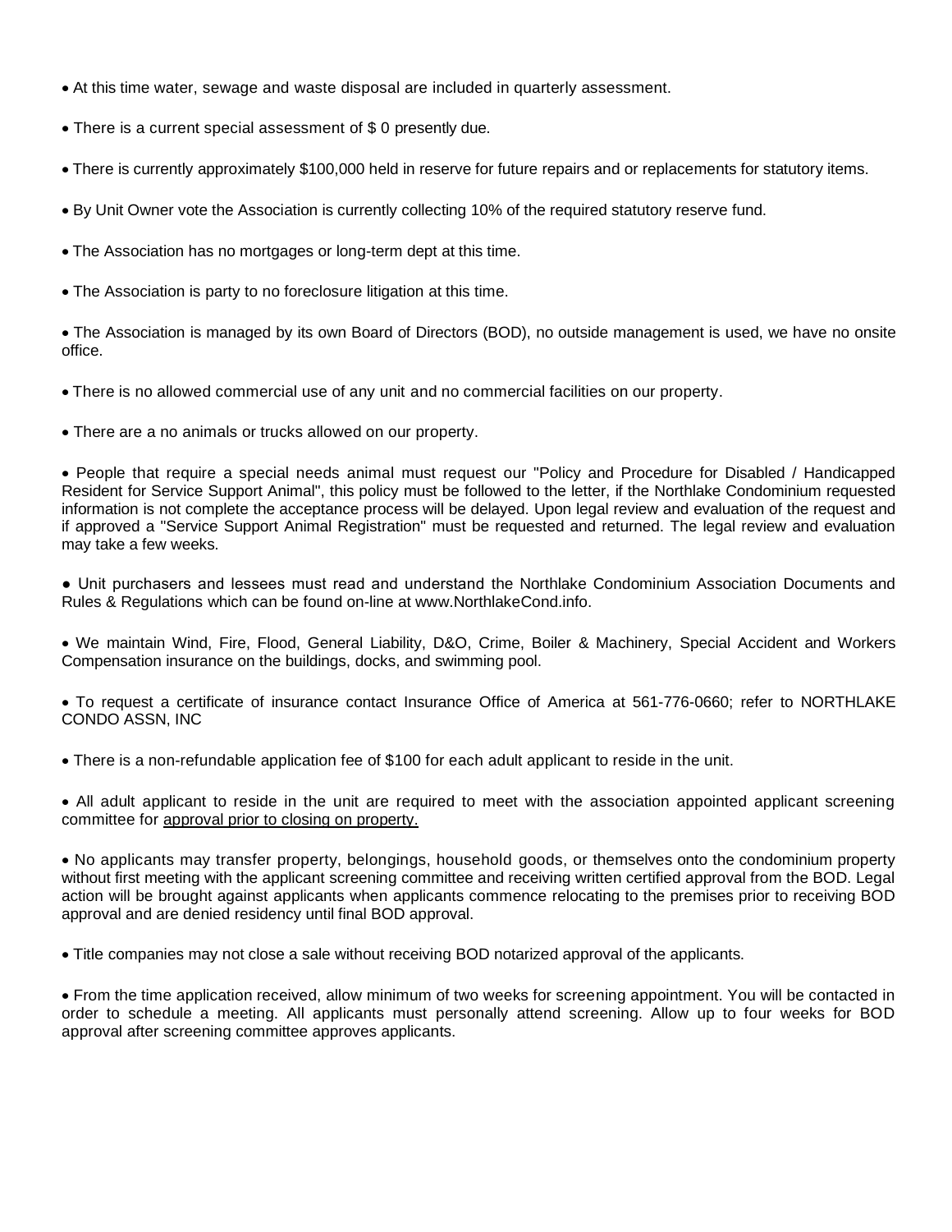- At this time water, sewage and waste disposal are included in quarterly assessment.
- There is a current special assessment of $ 0 presently due.
- There is currently approximately $100,000 held in reserve for future repairs and or replacements for statutory items.
- By Unit Owner vote the Association is currently collecting 10% of the required statutory reserve fund.
- The Association has no mortgages or long-term dept at this time.
- The Association is party to no foreclosure litigation at this time.
- The Association is managed by its own Board of Directors (BOD), no outside management is used, we have no onsite office.
- There is no allowed commercial use of any unit and no commercial facilities on our property.
- There are a no animals or trucks allowed on our property.
- People that require a special needs animal must request our "Policy and Procedure for Disabled / Handicapped Resident for Service Support Animal", this policy must be followed to the letter, if the Northlake Condominium requested information is not complete the acceptance process will be delayed. Upon legal review and evaluation of the request and if approved a "Service Support Animal Registration" must be requested and returned. The legal review and evaluation may take a few weeks.
- Unit purchasers and lessees must read and understand the Northlake Condominium Association Documents and Rules & Regulations which can be found on-line at www.NorthlakeCond.info.
- We maintain Wind, Fire, Flood, General Liability, D&O, Crime, Boiler & Machinery, Special Accident and Workers Compensation insurance on the buildings, docks, and swimming pool.
- To request a certificate of insurance contact Insurance Office of America at 561-776-0660; refer to NORTHLAKE CONDO ASSN, INC
- There is a non-refundable application fee of $100 for each adult applicant to reside in the unit.
- All adult applicant to reside in the unit are required to meet with the association appointed applicant screening committee for <u>approval prior to closing on property.</u>
- No applicants may transfer property, belongings, household goods, or themselves onto the condominium property without first meeting with the applicant screening committee and receiving written certified approval from the BOD. Legal action will be brought against applicants when applicants commence relocating to the premises prior to receiving BOD approval and are denied residency until final BOD approval.
- Title companies may not close a sale without receiving BOD notarized approval of the applicants.
- From the time application received, allow minimum of two weeks for screening appointment. You will be contacted in order to schedule a meeting. All applicants must personally attend screening. Allow up to four weeks for BOD approval after screening committee approves applicants.